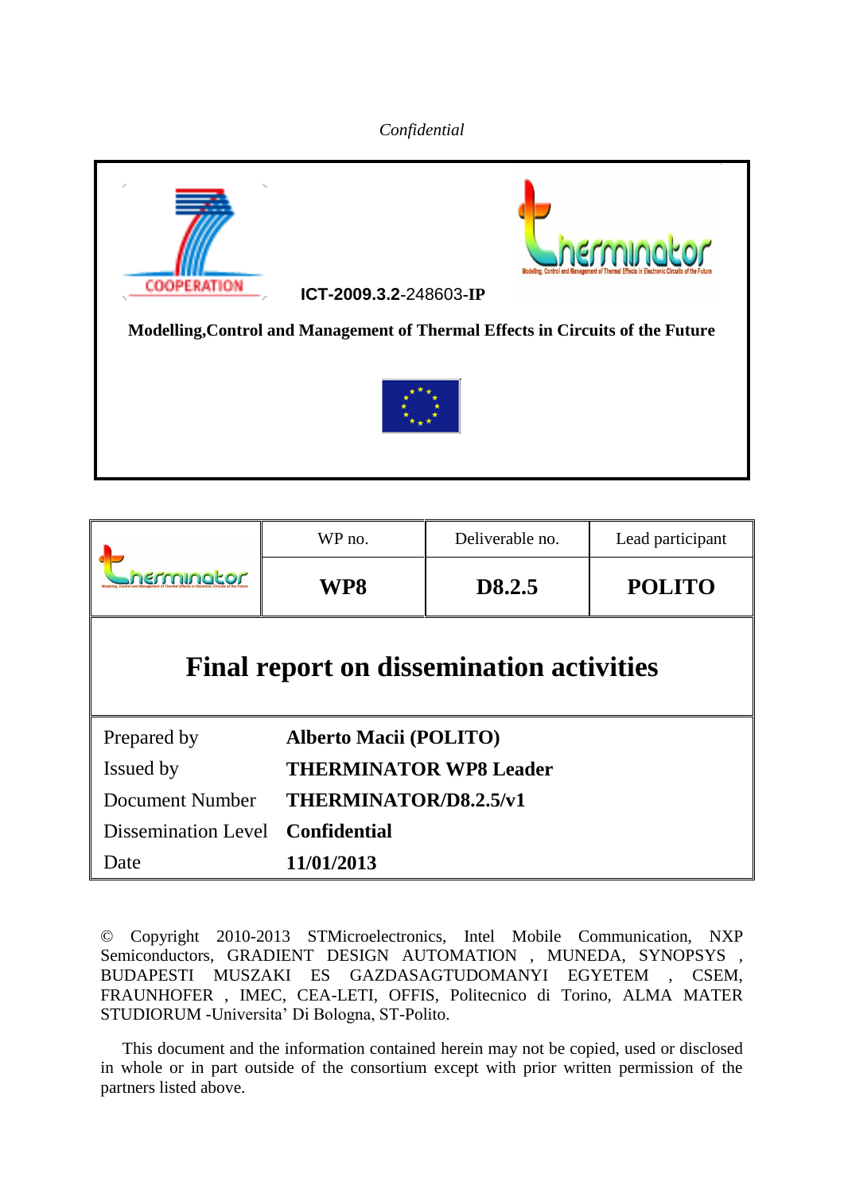*Confidential*

**ICT-2009.3.2**-248603-**IP**

**Modelling,Control and Management of Thermal Effects in Circuits of the Future**

| | WP no. | Deliverable no. | Lead participant |
|---|---|---|---|
| | **WP8** | **D8.2.5** | **POLITO** |

# Final report on dissemination activities

| | |
|---|---|
| Prepared by | **Alberto Macii (POLITO)** |
| Issued by | **THERMINATOR WP8 Leader** |
| Document Number | **THERMINATOR/D8.2.5/v1** |
| Dissemination Level | **Confidential** |
| Date | **11/01/2013** |

© Copyright 2010-2013 STMicroelectronics, Intel Mobile Communication, NXP Semiconductors, GRADIENT DESIGN AUTOMATION , MUNEDA, SYNOPSYS , BUDAPESTI MUSZAKI ES GAZDASAGTUDOMANYI EGYETEM , CSEM, FRAUNHOFER , IMEC, CEA-LETI, OFFIS, Politecnico di Torino, ALMA MATER STUDIORUM -Universita' Di Bologna, ST-Polito.

This document and the information contained herein may not be copied, used or disclosed in whole or in part outside of the consortium except with prior written permission of the partners listed above.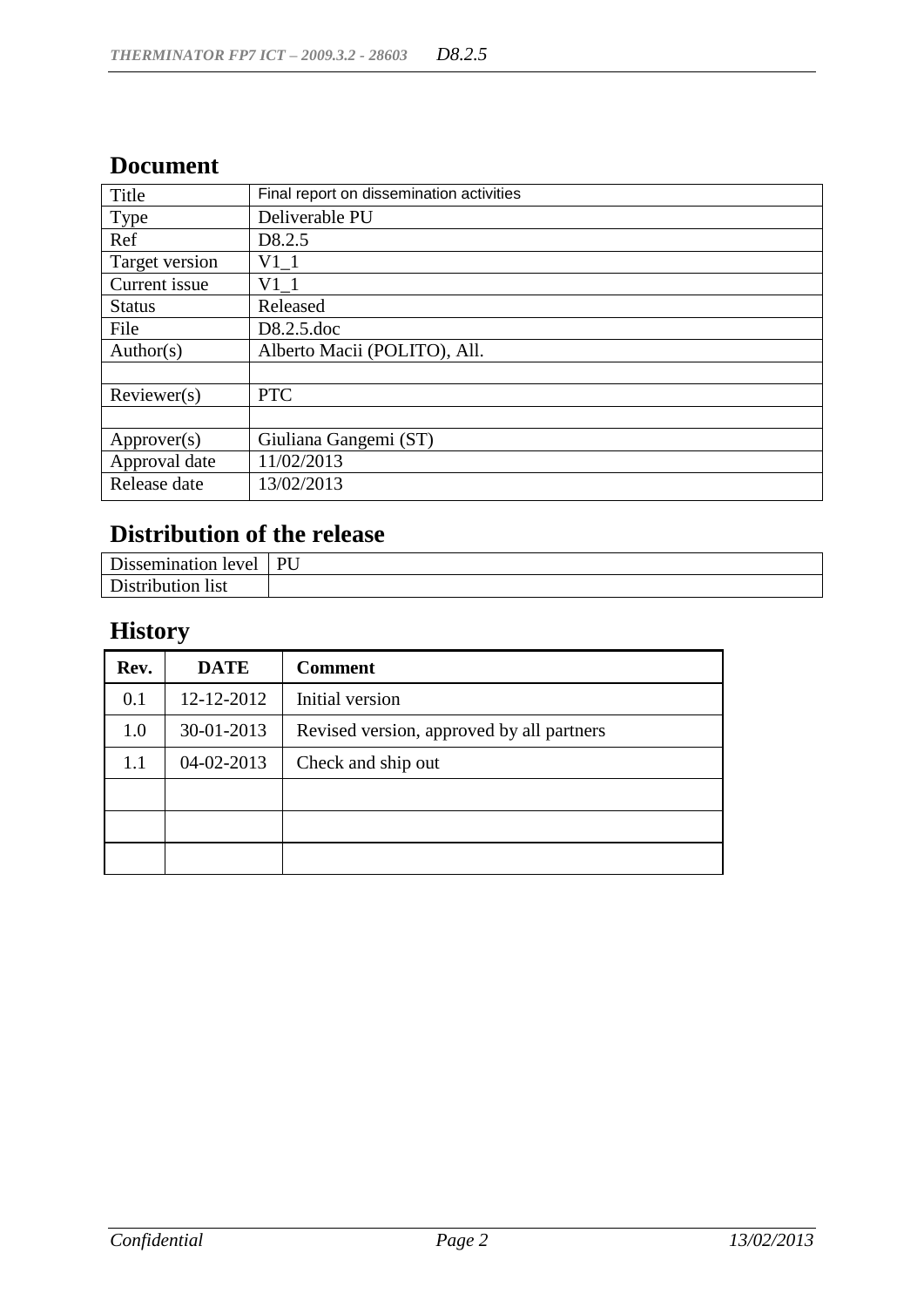## Document

| Title | Final report on dissemination activities |
|---|---|
| Type | Deliverable PU |
| Ref | D8.2.5 |
| Target version | V1_1 |
| Current issue | V1_1 |
| Status | Released |
| File | D8.2.5.doc |
| Author(s) | Alberto Macii (POLITO), All. |
| | |
| Reviewer(s) | PTC |
| | |
| Approver(s) | Giuliana Gangemi (ST) |
| Approval date | 11/02/2013 |
| Release date | 13/02/2013 |

## Distribution of the release

| Dissemination level | PU |
|---|---|
| Distribution list | |

## History

| Rev. | DATE | Comment |
|---|---|---|
| 0.1 | 12-12-2012 | Initial version |
| 1.0 | 30-01-2013 | Revised version, approved by all partners |
| 1.1 | 04-02-2013 | Check and ship out |
| | | |
| | | |
| | | |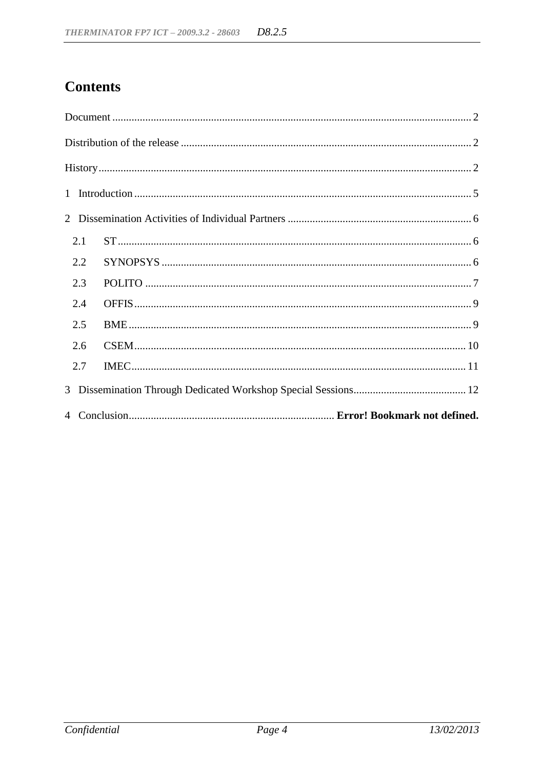# Contents

Document ........................................................................................................................ 2

Distribution of the release ............................................................................................... 2

History.............................................................................................................................. 2

1 Introduction ................................................................................................................. 5

2 Dissemination Activities of Individual Partners ........................................................... 6

- 2.1 ST ........................................................................................................................ 6
- 2.2 SYNOPSYS ......................................................................................................... 6
- 2.3 POLITO ............................................................................................................... 7
- 2.4 OFFIS .................................................................................................................. 9
- 2.5 BME .................................................................................................................... 9
- 2.6 CSEM ................................................................................................................ 10
- 2.7 IMEC .................................................................................................................. 11

3 Dissemination Through Dedicated Workshop Special Sessions .................................. 12

4 Conclusion.............................................................................. **Error! Bookmark not defined.**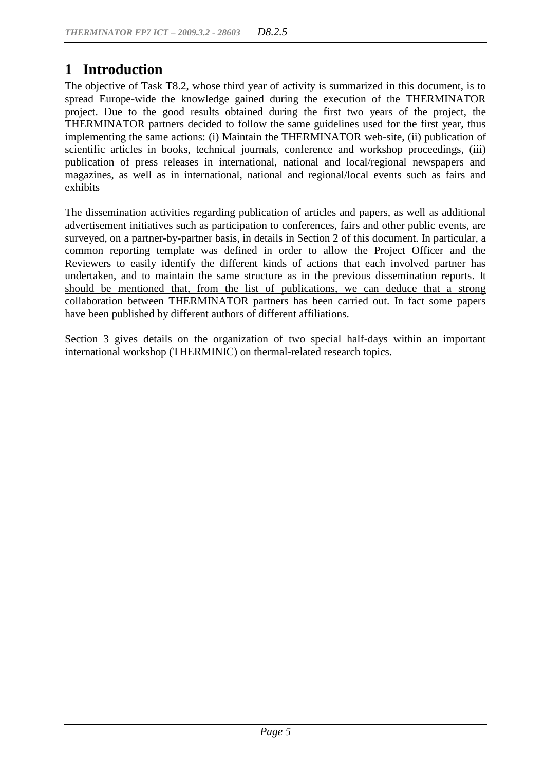# 1 Introduction

The objective of Task T8.2, whose third year of activity is summarized in this document, is to spread Europe-wide the knowledge gained during the execution of the THERMINATOR project. Due to the good results obtained during the first two years of the project, the THERMINATOR partners decided to follow the same guidelines used for the first year, thus implementing the same actions: (i) Maintain the THERMINATOR web-site, (ii) publication of scientific articles in books, technical journals, conference and workshop proceedings, (iii) publication of press releases in international, national and local/regional newspapers and magazines, as well as in international, national and regional/local events such as fairs and exhibits

The dissemination activities regarding publication of articles and papers, as well as additional advertisement initiatives such as participation to conferences, fairs and other public events, are surveyed, on a partner-by-partner basis, in details in Section 2 of this document. In particular, a common reporting template was defined in order to allow the Project Officer and the Reviewers to easily identify the different kinds of actions that each involved partner has undertaken, and to maintain the same structure as in the previous dissemination reports. <u>It should be mentioned that, from the list of publications, we can deduce that a strong collaboration between THERMINATOR partners has been carried out. In fact some papers have been published by different authors of different affiliations.</u>

Section 3 gives details on the organization of two special half-days within an important international workshop (THERMINIC) on thermal-related research topics.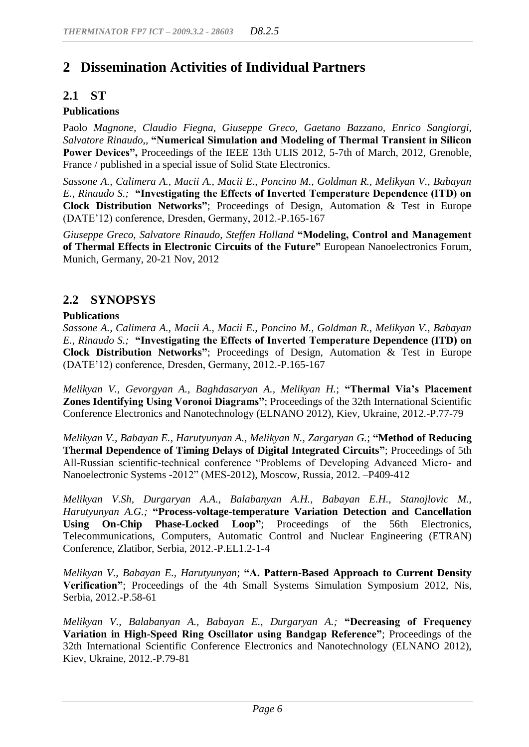# 2 Dissemination Activities of Individual Partners

## 2.1 ST

### Publications

Paolo *Magnone, Claudio Fiegna, Giuseppe Greco, Gaetano Bazzano, Enrico Sangiorgi, Salvatore Rinaudo*,, **"Numerical Simulation and Modeling of Thermal Transient in Silicon Power Devices",** Proceedings of the IEEE 13th ULIS 2012, 5-7th of March, 2012, Grenoble, France / published in a special issue of Solid State Electronics.

*Sassone A., Calimera A., Macii A., Macii E., Poncino M., Goldman R., Melikyan V., Babayan E., Rinaudo S.;* **"Investigating the Effects of Inverted Temperature Dependence (ITD) on Clock Distribution Networks"**; Proceedings of Design, Automation & Test in Europe (DATE'12) conference, Dresden, Germany, 2012.-P.165-167

*Giuseppe Greco, Salvatore Rinaudo, Steffen Holland* **"Modeling, Control and Management of Thermal Effects in Electronic Circuits of the Future"** European Nanoelectronics Forum, Munich, Germany, 20-21 Nov, 2012

## 2.2 SYNOPSYS

### Publications

*Sassone A., Calimera A., Macii A., Macii E., Poncino M., Goldman R., Melikyan V., Babayan E., Rinaudo S.;* **"Investigating the Effects of Inverted Temperature Dependence (ITD) on Clock Distribution Networks"**; Proceedings of Design, Automation & Test in Europe (DATE'12) conference, Dresden, Germany, 2012.-P.165-167

*Melikyan V., Gevorgyan A., Baghdasaryan A., Melikyan H.*; **"Thermal Via's Placement Zones Identifying Using Voronoi Diagrams"**; Proceedings of the 32th International Scientific Conference Electronics and Nanotechnology (ELNANO 2012), Kiev, Ukraine, 2012.-P.77-79

*Melikyan V., Babayan E., Harutyunyan A., Melikyan N., Zargaryan G.*; **"Method of Reducing Thermal Dependence of Timing Delays of Digital Integrated Circuits"**; Proceedings of 5th All-Russian scientific-technical conference "Problems of Developing Advanced Micro- and Nanoelectronic Systems -2012" (MES-2012), Moscow, Russia, 2012. –P409-412

*Melikyan V.Sh, Durgaryan A.A., Balabanyan A.H., Babayan E.H., Stanojlovic M., Harutyunyan A.G.;* **"Process-voltage-temperature Variation Detection and Cancellation Using On-Chip Phase-Locked Loop"**; Proceedings of the 56th Electronics, Telecommunications, Computers, Automatic Control and Nuclear Engineering (ETRAN) Conference, Zlatibor, Serbia, 2012.-P.EL1.2-1-4

*Melikyan V., Babayan E., Harutyunyan*; **"A. Pattern-Based Approach to Current Density Verification"**; Proceedings of the 4th Small Systems Simulation Symposium 2012, Nis, Serbia, 2012.-P.58-61

*Melikyan V., Balabanyan A., Babayan E., Durgaryan A.;* **"Decreasing of Frequency Variation in High-Speed Ring Oscillator using Bandgap Reference"**; Proceedings of the 32th International Scientific Conference Electronics and Nanotechnology (ELNANO 2012), Kiev, Ukraine, 2012.-P.79-81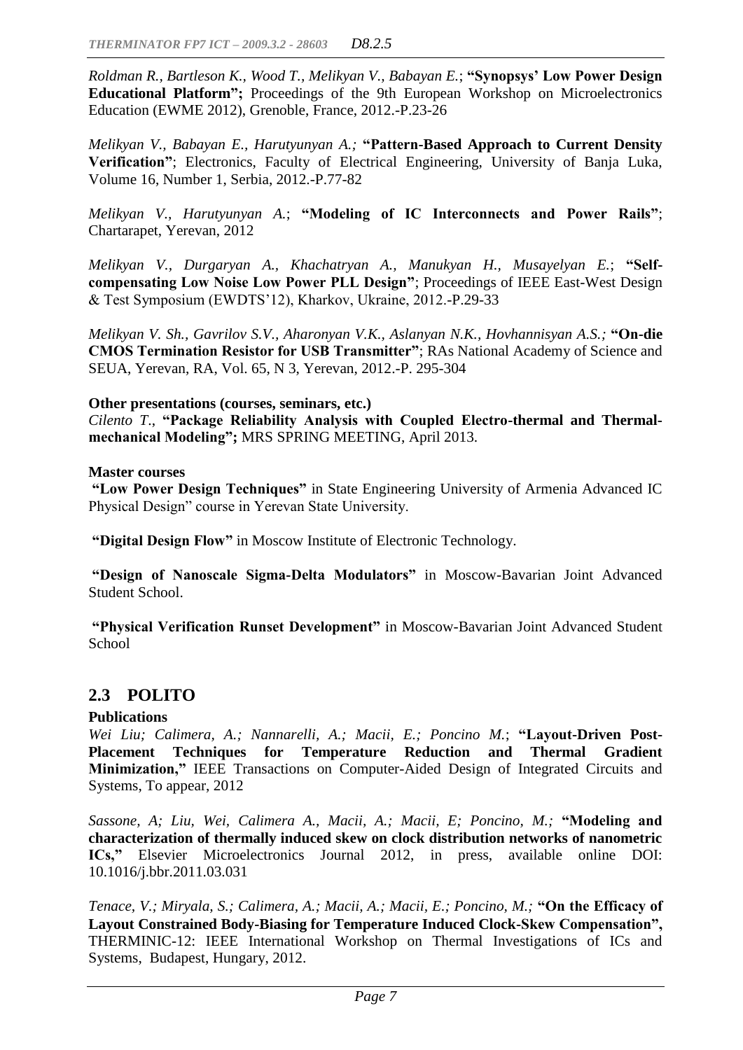*Roldman R., Bartleson K., Wood T., Melikyan V., Babayan E.*; **"Synopsys' Low Power Design Educational Platform";** Proceedings of the 9th European Workshop on Microelectronics Education (EWME 2012), Grenoble, France, 2012.-P.23-26

*Melikyan V., Babayan E., Harutyunyan A.;* **"Pattern-Based Approach to Current Density Verification"**; Electronics, Faculty of Electrical Engineering, University of Banja Luka, Volume 16, Number 1, Serbia, 2012.-P.77-82

*Melikyan V., Harutyunyan A.*; **"Modeling of IC Interconnects and Power Rails"**; Chartarapet, Yerevan, 2012

*Melikyan V., Durgaryan A., Khachatryan A., Manukyan H., Musayelyan E.*; **"Self-compensating Low Noise Low Power PLL Design"**; Proceedings of IEEE East-West Design & Test Symposium (EWDTS'12), Kharkov, Ukraine, 2012.-P.29-33

*Melikyan V. Sh., Gavrilov S.V., Aharonyan V.K., Aslanyan N.K., Hovhannisyan A.S.;* **"On-die CMOS Termination Resistor for USB Transmitter"**; RAs National Academy of Science and SEUA, Yerevan, RA, Vol. 65, N 3, Yerevan, 2012.-P. 295-304

**Other presentations (courses, seminars, etc.)**

*Cilento T.*, **"Package Reliability Analysis with Coupled Electro-thermal and Thermal-mechanical Modeling";** MRS SPRING MEETING, April 2013.

**Master courses**

**"Low Power Design Techniques"** in State Engineering University of Armenia Advanced IC Physical Design" course in Yerevan State University.

**"Digital Design Flow"** in Moscow Institute of Electronic Technology.

**"Design of Nanoscale Sigma-Delta Modulators"** in Moscow-Bavarian Joint Advanced Student School.

**"Physical Verification Runset Development"** in Moscow-Bavarian Joint Advanced Student School

## 2.3 POLITO

**Publications**

*Wei Liu; Calimera, A.; Nannarelli, A.; Macii, E.; Poncino M.*; **"Layout-Driven Post-Placement Techniques for Temperature Reduction and Thermal Gradient Minimization,"** IEEE Transactions on Computer-Aided Design of Integrated Circuits and Systems, To appear, 2012

*Sassone, A; Liu, Wei, Calimera A., Macii, A.; Macii, E; Poncino, M.;* **"Modeling and characterization of thermally induced skew on clock distribution networks of nanometric ICs,"** Elsevier Microelectronics Journal 2012, in press, available online DOI: 10.1016/j.bbr.2011.03.031

*Tenace, V.; Miryala, S.; Calimera, A.; Macii, A.; Macii, E.; Poncino, M.;* **"On the Efficacy of Layout Constrained Body-Biasing for Temperature Induced Clock-Skew Compensation",** THERMINIC-12: IEEE International Workshop on Thermal Investigations of ICs and Systems, Budapest, Hungary, 2012.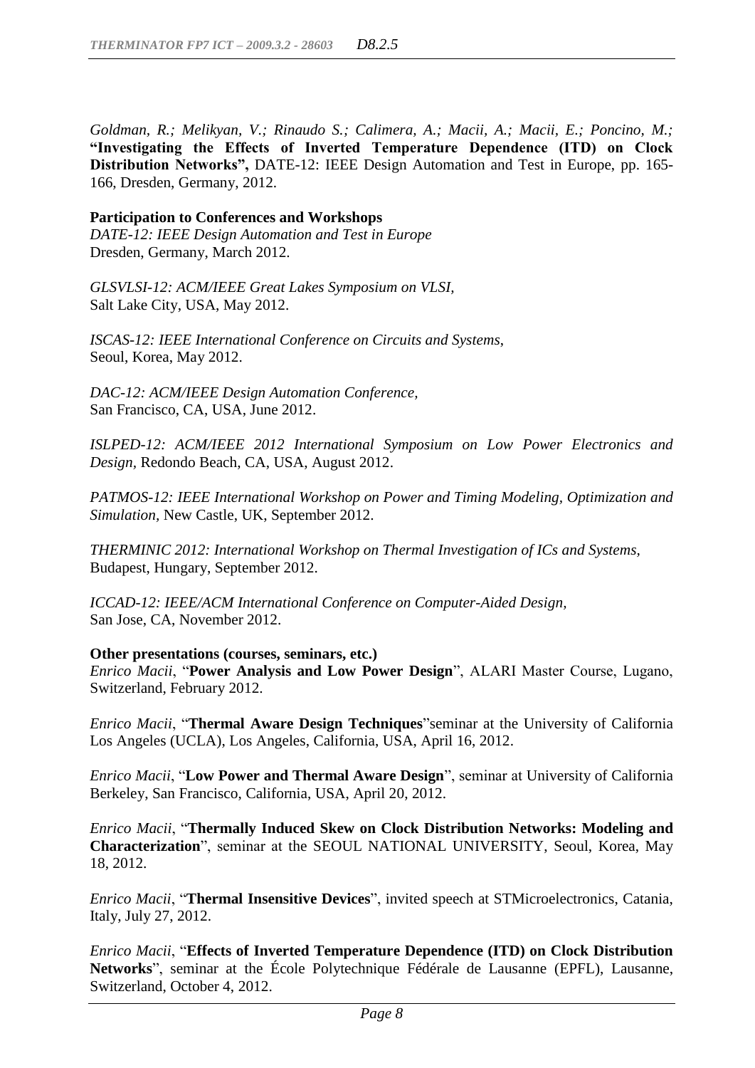*Goldman, R.; Melikyan, V.; Rinaudo S.; Calimera, A.; Macii, A.; Macii, E.; Poncino, M.;* **"Investigating the Effects of Inverted Temperature Dependence (ITD) on Clock Distribution Networks",** DATE-12: IEEE Design Automation and Test in Europe, pp. 165-166, Dresden, Germany, 2012.

**Participation to Conferences and Workshops**

*DATE-12: IEEE Design Automation and Test in Europe*
Dresden, Germany, March 2012.

*GLSVLSI-12: ACM/IEEE Great Lakes Symposium on VLSI,*
Salt Lake City, USA, May 2012.

*ISCAS-12: IEEE International Conference on Circuits and Systems*,
Seoul, Korea, May 2012.

*DAC-12: ACM/IEEE Design Automation Conference,*
San Francisco, CA, USA, June 2012.

*ISLPED-12: ACM/IEEE 2012 International Symposium on Low Power Electronics and Design*, Redondo Beach, CA, USA, August 2012.

*PATMOS-12: IEEE International Workshop on Power and Timing Modeling, Optimization and Simulation*, New Castle, UK, September 2012.

*THERMINIC 2012: International Workshop on Thermal Investigation of ICs and Systems*,
Budapest, Hungary, September 2012.

*ICCAD-12: IEEE/ACM International Conference on Computer-Aided Design,*
San Jose, CA, November 2012.

**Other presentations (courses, seminars, etc.)**

*Enrico Macii*, "**Power Analysis and Low Power Design**", ALARI Master Course, Lugano, Switzerland, February 2012.

*Enrico Macii*, "**Thermal Aware Design Techniques**"seminar at the University of California Los Angeles (UCLA), Los Angeles, California, USA, April 16, 2012.

*Enrico Macii*, "**Low Power and Thermal Aware Design**", seminar at University of California Berkeley, San Francisco, California, USA, April 20, 2012.

*Enrico Macii*, "**Thermally Induced Skew on Clock Distribution Networks: Modeling and Characterization**", seminar at the SEOUL NATIONAL UNIVERSITY, Seoul, Korea, May 18, 2012.

*Enrico Macii*, "**Thermal Insensitive Devices**", invited speech at STMicroelectronics, Catania, Italy, July 27, 2012.

*Enrico Macii*, "**Effects of Inverted Temperature Dependence (ITD) on Clock Distribution Networks**", seminar at the École Polytechnique Fédérale de Lausanne (EPFL), Lausanne, Switzerland, October 4, 2012.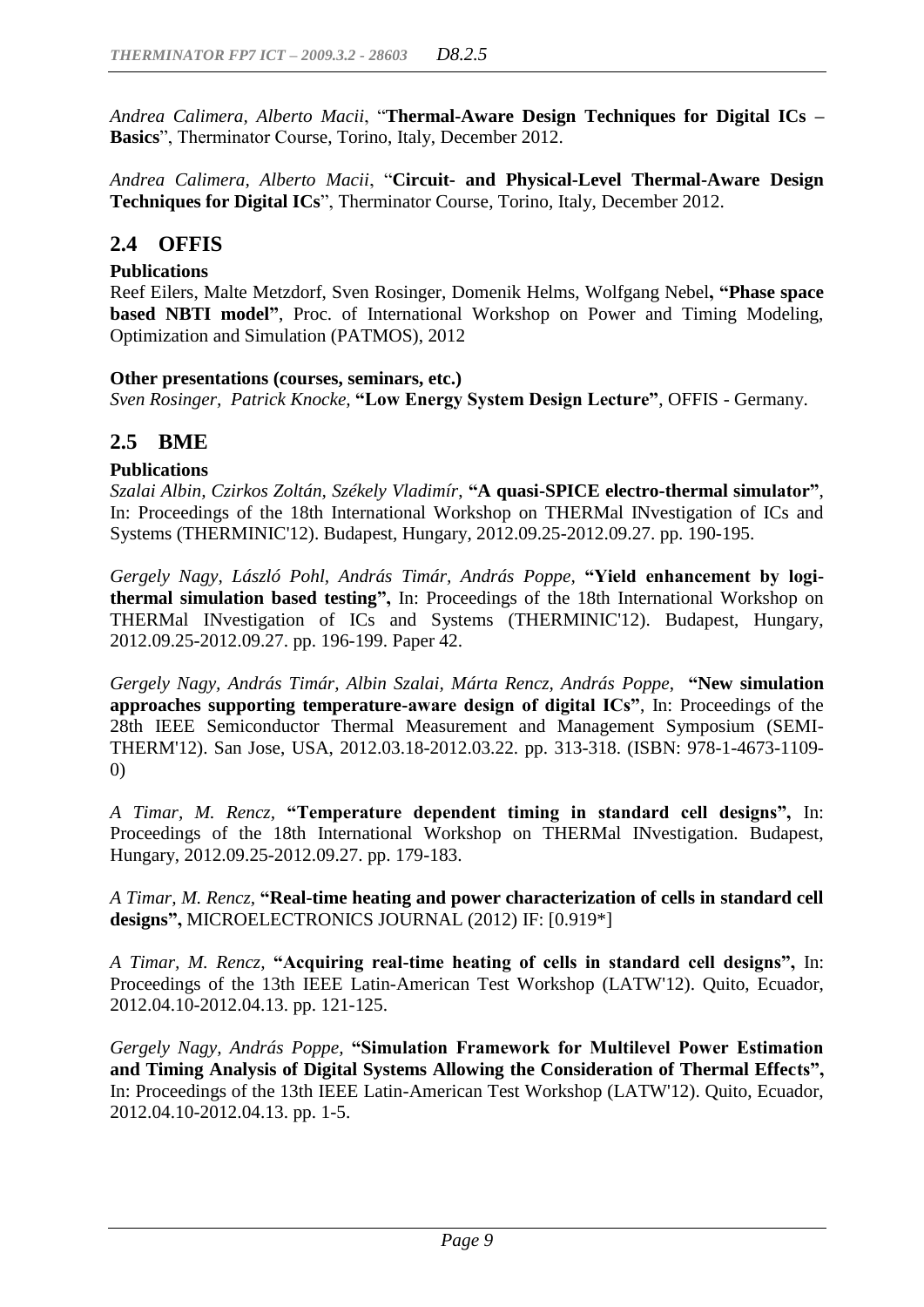*Andrea Calimera, Alberto Macii*, "**Thermal-Aware Design Techniques for Digital ICs – Basics**", Therminator Course, Torino, Italy, December 2012.

*Andrea Calimera, Alberto Macii*, "**Circuit- and Physical-Level Thermal-Aware Design Techniques for Digital ICs**", Therminator Course, Torino, Italy, December 2012.

## 2.4 OFFIS

**Publications**

Reef Eilers, Malte Metzdorf, Sven Rosinger, Domenik Helms, Wolfgang Nebel**, "Phase space based NBTI model"**, Proc. of International Workshop on Power and Timing Modeling, Optimization and Simulation (PATMOS), 2012

**Other presentations (courses, seminars, etc.)**

*Sven Rosinger, Patrick Knocke,* **"Low Energy System Design Lecture"**, OFFIS - Germany.

## 2.5 BME

**Publications**

*Szalai Albin, Czirkos Zoltán, Székely Vladimír,* **"A quasi-SPICE electro-thermal simulator"**, In: Proceedings of the 18th International Workshop on THERMal INvestigation of ICs and Systems (THERMINIC'12). Budapest, Hungary, 2012.09.25-2012.09.27. pp. 190-195.

*Gergely Nagy, László Pohl, András Timár, András Poppe,* **"Yield enhancement by logi-thermal simulation based testing",** In: Proceedings of the 18th International Workshop on THERMal INvestigation of ICs and Systems (THERMINIC'12). Budapest, Hungary, 2012.09.25-2012.09.27. pp. 196-199. Paper 42.

*Gergely Nagy, András Timár, Albin Szalai, Márta Rencz, András Poppe,* **"New simulation approaches supporting temperature-aware design of digital ICs"**, In: Proceedings of the 28th IEEE Semiconductor Thermal Measurement and Management Symposium (SEMI-THERM'12). San Jose, USA, 2012.03.18-2012.03.22. pp. 313-318. (ISBN: 978-1-4673-1109-0)

*A Timar, M. Rencz,* **"Temperature dependent timing in standard cell designs",** In: Proceedings of the 18th International Workshop on THERMal INvestigation. Budapest, Hungary, 2012.09.25-2012.09.27. pp. 179-183.

*A Timar, M. Rencz,* **"Real-time heating and power characterization of cells in standard cell designs",** MICROELECTRONICS JOURNAL (2012) IF: [0.919*]

*A Timar, M. Rencz,* **"Acquiring real-time heating of cells in standard cell designs",** In: Proceedings of the 13th IEEE Latin-American Test Workshop (LATW'12). Quito, Ecuador, 2012.04.10-2012.04.13. pp. 121-125.

*Gergely Nagy, András Poppe,* **"Simulation Framework for Multilevel Power Estimation and Timing Analysis of Digital Systems Allowing the Consideration of Thermal Effects",** In: Proceedings of the 13th IEEE Latin-American Test Workshop (LATW'12). Quito, Ecuador, 2012.04.10-2012.04.13. pp. 1-5.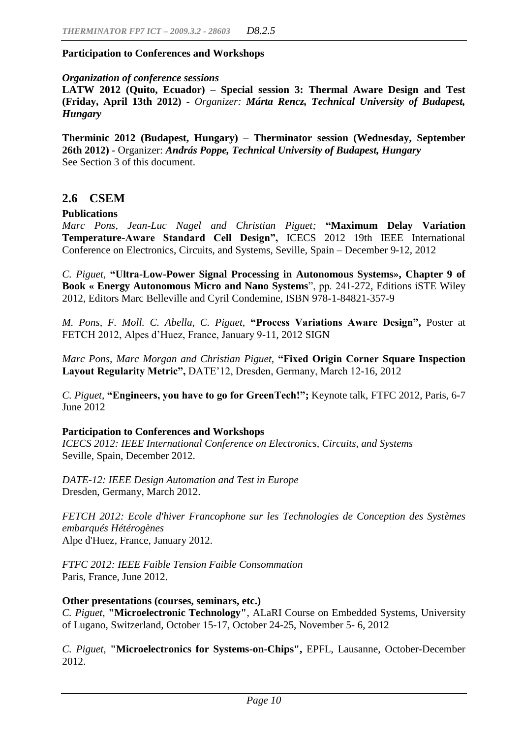**Participation to Conferences and Workshops**

***Organization of conference sessions***

**LATW 2012 (Quito, Ecuador) – Special session 3: Thermal Aware Design and Test (Friday, April 13th 2012) -** *Organizer: **Márta Rencz, Technical University of Budapest, Hungary***

**Therminic 2012 (Budapest, Hungary)** – **Therminator session (Wednesday, September 26th 2012)** - Organizer: ***András Poppe, Technical University of Budapest, Hungary***
See Section 3 of this document.

## 2.6 CSEM

**Publications**

*Marc Pons, Jean-Luc Nagel and Christian Piguet;* **"Maximum Delay Variation Temperature-Aware Standard Cell Design",** ICECS 2012 19th IEEE International Conference on Electronics, Circuits, and Systems, Seville, Spain – December 9-12, 2012

*C. Piguet,* **"Ultra-Low-Power Signal Processing in Autonomous Systems», Chapter 9 of Book « Energy Autonomous Micro and Nano Systems**", pp. 241-272, Editions iSTE Wiley 2012, Editors Marc Belleville and Cyril Condemine, ISBN 978-1-84821-357-9

*M. Pons, F. Moll. C. Abella, C. Piguet,* **"Process Variations Aware Design",** Poster at FETCH 2012, Alpes d'Huez, France, January 9-11, 2012 SIGN

*Marc Pons, Marc Morgan and Christian Piguet,* **"Fixed Origin Corner Square Inspection Layout Regularity Metric",** DATE'12, Dresden, Germany, March 12-16, 2012

*C. Piguet,* **"Engineers, you have to go for GreenTech!";** Keynote talk, FTFC 2012, Paris, 6-7 June 2012

**Participation to Conferences and Workshops**

*ICECS 2012: IEEE International Conference on Electronics, Circuits, and Systems*
Seville, Spain, December 2012.

*DATE-12: IEEE Design Automation and Test in Europe*
Dresden, Germany, March 2012.

*FETCH 2012: Ecole d'hiver Francophone sur les Technologies de Conception des Systèmes embarqués Hétérogènes*
Alpe d'Huez, France, January 2012.

*FTFC 2012: IEEE Faible Tension Faible Consommation*
Paris, France, June 2012.

**Other presentations (courses, seminars, etc.)**

*C. Piguet,* **"Microelectronic Technology"**, ALaRI Course on Embedded Systems, University of Lugano, Switzerland, October 15-17, October 24-25, November 5- 6, 2012

*C. Piguet,* **"Microelectronics for Systems-on-Chips",** EPFL, Lausanne, October-December 2012.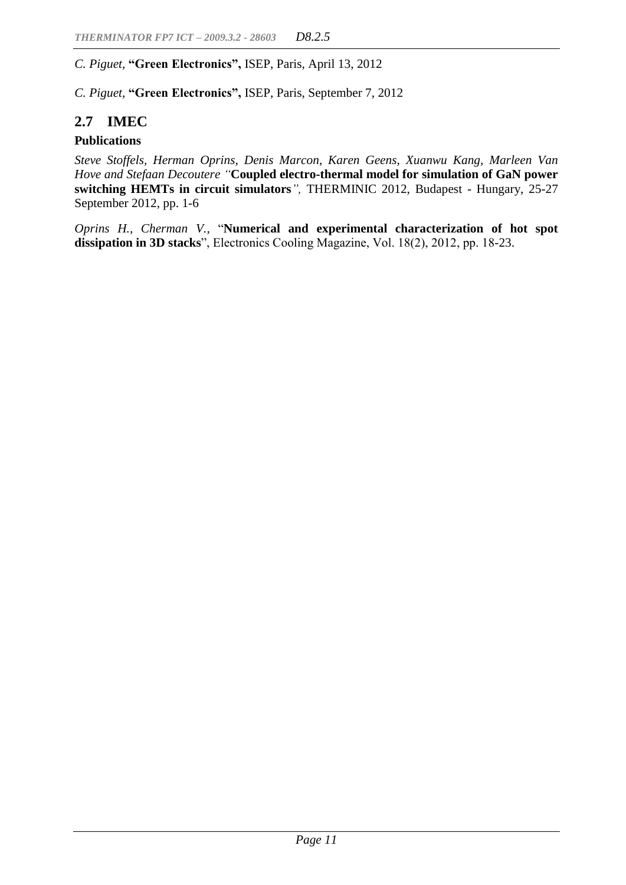*C. Piguet,* **"Green Electronics",** ISEP, Paris, April 13, 2012

*C. Piguet,* **"Green Electronics",** ISEP, Paris, September 7, 2012

## 2.7 IMEC

### Publications

*Steve Stoffels, Herman Oprins, Denis Marcon, Karen Geens, Xuanwu Kang, Marleen Van Hove and Stefaan Decoutere "***Coupled electro-thermal model for simulation of GaN power switching HEMTs in circuit simulators***",* THERMINIC 2012, Budapest - Hungary, 25-27 September 2012, pp. 1-6

*Oprins H., Cherman V.,* "**Numerical and experimental characterization of hot spot dissipation in 3D stacks**", Electronics Cooling Magazine, Vol. 18(2), 2012, pp. 18-23.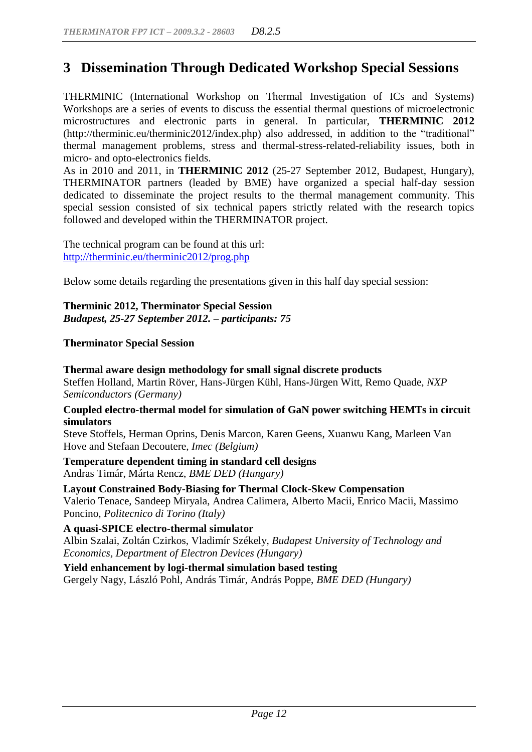# 3 Dissemination Through Dedicated Workshop Special Sessions

THERMINIC (International Workshop on Thermal Investigation of ICs and Systems) Workshops are a series of events to discuss the essential thermal questions of microelectronic microstructures and electronic parts in general. In particular, **THERMINIC 2012** (http://therminic.eu/therminic2012/index.php) also addressed, in addition to the "traditional" thermal management problems, stress and thermal-stress-related-reliability issues, both in micro- and opto-electronics fields.
As in 2010 and 2011, in **THERMINIC 2012** (25-27 September 2012, Budapest, Hungary), THERMINATOR partners (leaded by BME) have organized a special half-day session dedicated to disseminate the project results to the thermal management community. This special session consisted of six technical papers strictly related with the research topics followed and developed within the THERMINATOR project.

The technical program can be found at this url:
http://therminic.eu/therminic2012/prog.php

Below some details regarding the presentations given in this half day special session:

**Therminic 2012, Therminator Special Session**
***Budapest, 25-27 September 2012. – participants: 75***

**Therminator Special Session**

**Thermal aware design methodology for small signal discrete products**
Steffen Holland, Martin Röver, Hans-Jürgen Kühl, Hans-Jürgen Witt, Remo Quade, *NXP Semiconductors (Germany)*

**Coupled electro-thermal model for simulation of GaN power switching HEMTs in circuit simulators**
Steve Stoffels, Herman Oprins, Denis Marcon, Karen Geens, Xuanwu Kang, Marleen Van Hove and Stefaan Decoutere, *Imec (Belgium)*

**Temperature dependent timing in standard cell designs**
Andras Timár, Márta Rencz, *BME DED (Hungary)*

**Layout Constrained Body-Biasing for Thermal Clock-Skew Compensation**
Valerio Tenace, Sandeep Miryala, Andrea Calimera, Alberto Macii, Enrico Macii, Massimo Poncino, *Politecnico di Torino (Italy)*

**A quasi-SPICE electro-thermal simulator**
Albin Szalai, Zoltán Czirkos, Vladimír Székely, *Budapest University of Technology and Economics, Department of Electron Devices (Hungary)*

**Yield enhancement by logi-thermal simulation based testing**
Gergely Nagy, László Pohl, András Timár, András Poppe, *BME DED (Hungary)*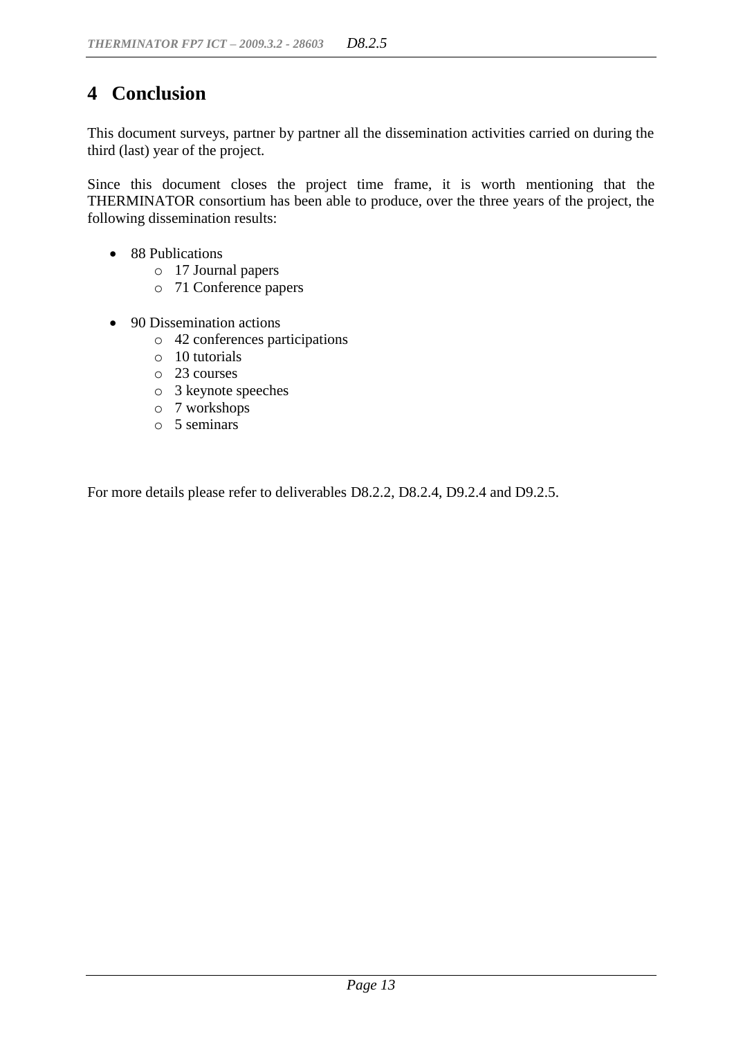# 4 Conclusion

This document surveys, partner by partner all the dissemination activities carried on during the third (last) year of the project.

Since this document closes the project time frame, it is worth mentioning that the THERMINATOR consortium has been able to produce, over the three years of the project, the following dissemination results:

- 88 Publications
  - 17 Journal papers
  - 71 Conference papers

- 90 Dissemination actions
  - 42 conferences participations
  - 10 tutorials
  - 23 courses
  - 3 keynote speeches
  - 7 workshops
  - 5 seminars

For more details please refer to deliverables D8.2.2, D8.2.4, D9.2.4 and D9.2.5.